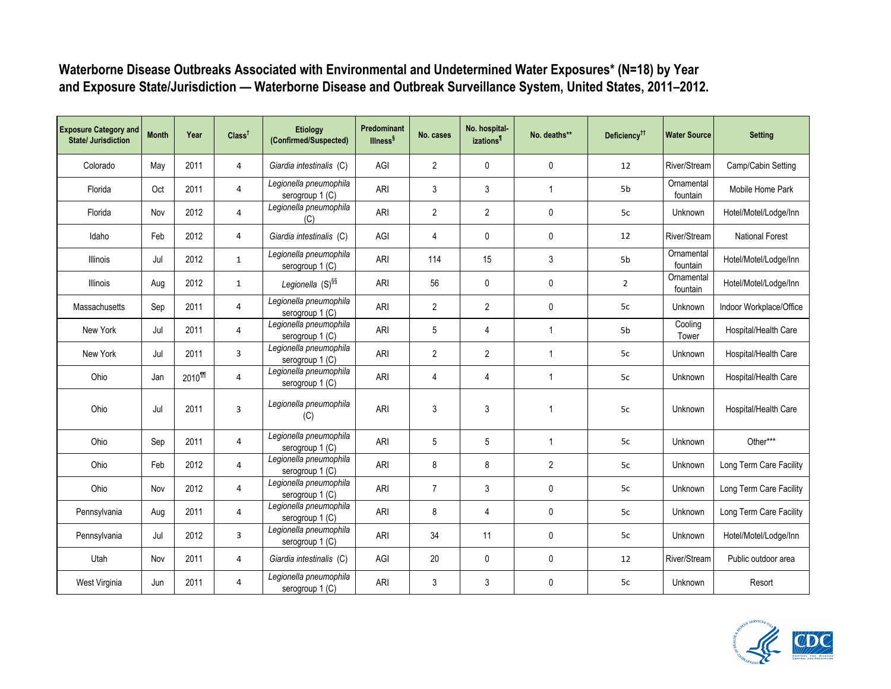## Waterborne Disease Outbreaks Associated with Environmental and Undetermined Water Exposures* (N=18) by Year and Exposure State/Jurisdiction — Waterborne Disease and Outbreak Surveillance System, United States, 2011–2012.

| Exposure Category and State/ Jurisdiction | Month | Year | Class[†] | Etiology (Confirmed/Suspected) | Predominant Illness[§] | No. cases | No. hospital-izations[¶] | No. deaths** | Deficiency[††] | Water Source | Setting |
|---|---|---|---|---|---|---|---|---|---|---|---|
| Colorado | May | 2011 | 4 | *Giardia intestinalis* (C) | AGI | 2 | 0 | 0 | 12 | River/Stream | Camp/Cabin Setting |
| Florida | Oct | 2011 | 4 | *Legionella pneumophila* serogroup 1 (C) | ARI | 3 | 3 | 1 | 5b | Ornamental fountain | Mobile Home Park |
| Florida | Nov | 2012 | 4 | *Legionella pneumophila* (C) | ARI | 2 | 2 | 0 | 5c | Unknown | Hotel/Motel/Lodge/Inn |
| Idaho | Feb | 2012 | 4 | *Giardia intestinalis* (C) | AGI | 4 | 0 | 0 | 12 | River/Stream | National Forest |
| Illinois | Jul | 2012 | 1 | *Legionella pneumophila* serogroup 1 (C) | ARI | 114 | 15 | 3 | 5b | Ornamental fountain | Hotel/Motel/Lodge/Inn |
| Illinois | Aug | 2012 | 1 | *Legionella* (S)[§§] | ARI | 56 | 0 | 0 | 2 | Ornamental fountain | Hotel/Motel/Lodge/Inn |
| Massachusetts | Sep | 2011 | 4 | *Legionella pneumophila* serogroup 1 (C) | ARI | 2 | 2 | 0 | 5c | Unknown | Indoor Workplace/Office |
| New York | Jul | 2011 | 4 | *Legionella pneumophila* serogroup 1 (C) | ARI | 5 | 4 | 1 | 5b | Cooling Tower | Hospital/Health Care |
| New York | Jul | 2011 | 3 | *Legionella pneumophila* serogroup 1 (C) | ARI | 2 | 2 | 1 | 5c | Unknown | Hospital/Health Care |
| Ohio | Jan | 2010[¶¶] | 4 | *Legionella pneumophila* serogroup 1 (C) | ARI | 4 | 4 | 1 | 5c | Unknown | Hospital/Health Care |
| Ohio | Jul | 2011 | 3 | *Legionella pneumophila* (C) | ARI | 3 | 3 | 1 | 5c | Unknown | Hospital/Health Care |
| Ohio | Sep | 2011 | 4 | *Legionella pneumophila* serogroup 1 (C) | ARI | 5 | 5 | 1 | 5c | Unknown | Other*** |
| Ohio | Feb | 2012 | 4 | *Legionella pneumophila* serogroup 1 (C) | ARI | 8 | 8 | 2 | 5c | Unknown | Long Term Care Facility |
| Ohio | Nov | 2012 | 4 | *Legionella pneumophila* serogroup 1 (C) | ARI | 7 | 3 | 0 | 5c | Unknown | Long Term Care Facility |
| Pennsylvania | Aug | 2011 | 4 | *Legionella pneumophila* serogroup 1 (C) | ARI | 8 | 4 | 0 | 5c | Unknown | Long Term Care Facility |
| Pennsylvania | Jul | 2012 | 3 | *Legionella pneumophila* serogroup 1 (C) | ARI | 34 | 11 | 0 | 5c | Unknown | Hotel/Motel/Lodge/Inn |
| Utah | Nov | 2011 | 4 | *Giardia intestinalis* (C) | AGI | 20 | 0 | 0 | 12 | River/Stream | Public outdoor area |
| West Virginia | Jun | 2011 | 4 | *Legionella pneumophila* serogroup 1 (C) | ARI | 3 | 3 | 0 | 5c | Unknown | Resort |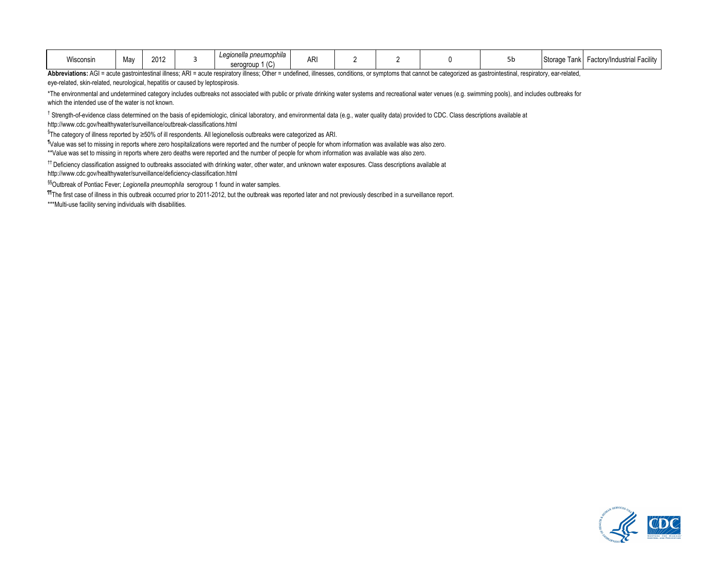| | | | | | | | | | | | |
|---|---|---|---|---|---|---|---|---|---|---|---|
| Wisconsin | May | 2012 | 3 | *Legionella pneumophila* serogroup 1 (C) | ARI | 2 | 2 | 0 | 5b | Storage Tank | Factory/Industrial Facility |

**Abbreviations:** AGI = acute gastrointestinal illness; ARI = acute respiratory illness; Other = undefined, illnesses, conditions, or symptoms that cannot be categorized as gastrointestinal, respiratory, ear-related, eye-related, skin-related, neurological, hepatitis or caused by leptospirosis.

*The environmental and undetermined category includes outbreaks not associated with public or private drinking water systems and recreational water venues (e.g. swimming pools), and includes outbreaks for which the intended use of the water is not known.

† Strength-of-evidence class determined on the basis of epidemiologic, clinical laboratory, and environmental data (e.g., water quality data) provided to CDC. Class descriptions available at http://www.cdc.gov/healthywater/surveillance/outbreak-classifications.html

§The category of illness reported by ≥50% of ill respondents. All legionellosis outbreaks were categorized as ARI.

¶Value was set to missing in reports where zero hospitalizations were reported and the number of people for whom information was available was also zero.

**Value was set to missing in reports where zero deaths were reported and the number of people for whom information was available was also zero.

†† Deficiency classification assigned to outbreaks associated with drinking water, other water, and unknown water exposures. Class descriptions available at http://www.cdc.gov/healthywater/surveillance/deficiency-classification.html

§§Outbreak of Pontiac Fever; *Legionella pneumophila* serogroup 1 found in water samples.

¶¶The first case of illness in this outbreak occurred prior to 2011-2012, but the outbreak was reported later and not previously described in a surveillance report.

***Multi-use facility serving individuals with disabilities.